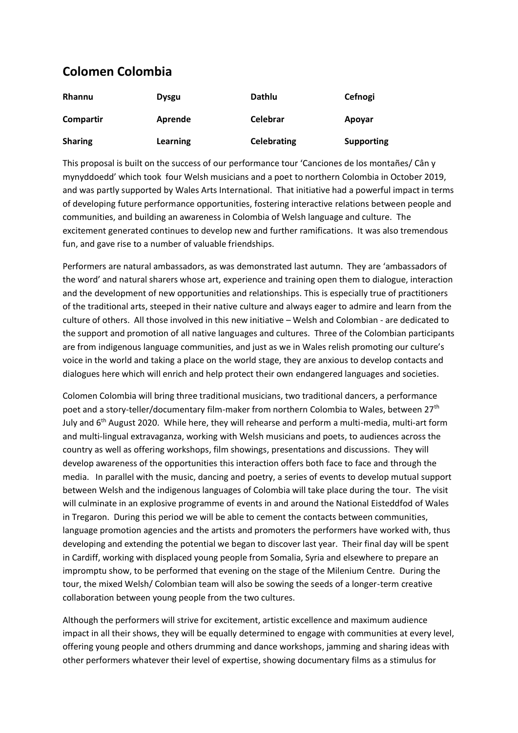# Colomen Colombia

| Rhannu | Dysgu | Dathlu | Cefnogi |
|---|---|---|---|
| **Compartir** | **Aprende** | **Celebrar** | **Apoyar** |
| **Sharing** | **Learning** | **Celebrating** | **Supporting** |

This proposal is built on the success of our performance tour 'Canciones de los montañes/ Cân y mynyddoedd' which took four Welsh musicians and a poet to northern Colombia in October 2019, and was partly supported by Wales Arts International. That initiative had a powerful impact in terms of developing future performance opportunities, fostering interactive relations between people and communities, and building an awareness in Colombia of Welsh language and culture. The excitement generated continues to develop new and further ramifications. It was also tremendous fun, and gave rise to a number of valuable friendships.

Performers are natural ambassadors, as was demonstrated last autumn. They are 'ambassadors of the word' and natural sharers whose art, experience and training open them to dialogue, interaction and the development of new opportunities and relationships. This is especially true of practitioners of the traditional arts, steeped in their native culture and always eager to admire and learn from the culture of others. All those involved in this new initiative – Welsh and Colombian - are dedicated to the support and promotion of all native languages and cultures. Three of the Colombian participants are from indigenous language communities, and just as we in Wales relish promoting our culture's voice in the world and taking a place on the world stage, they are anxious to develop contacts and dialogues here which will enrich and help protect their own endangered languages and societies.

Colomen Colombia will bring three traditional musicians, two traditional dancers, a performance poet and a story-teller/documentary film-maker from northern Colombia to Wales, between 27th July and 6th August 2020. While here, they will rehearse and perform a multi-media, multi-art form and multi-lingual extravaganza, working with Welsh musicians and poets, to audiences across the country as well as offering workshops, film showings, presentations and discussions. They will develop awareness of the opportunities this interaction offers both face to face and through the media. In parallel with the music, dancing and poetry, a series of events to develop mutual support between Welsh and the indigenous languages of Colombia will take place during the tour. The visit will culminate in an explosive programme of events in and around the National Eisteddfod of Wales in Tregaron. During this period we will be able to cement the contacts between communities, language promotion agencies and the artists and promoters the performers have worked with, thus developing and extending the potential we began to discover last year. Their final day will be spent in Cardiff, working with displaced young people from Somalia, Syria and elsewhere to prepare an impromptu show, to be performed that evening on the stage of the Milenium Centre. During the tour, the mixed Welsh/ Colombian team will also be sowing the seeds of a longer-term creative collaboration between young people from the two cultures.

Although the performers will strive for excitement, artistic excellence and maximum audience impact in all their shows, they will be equally determined to engage with communities at every level, offering young people and others drumming and dance workshops, jamming and sharing ideas with other performers whatever their level of expertise, showing documentary films as a stimulus for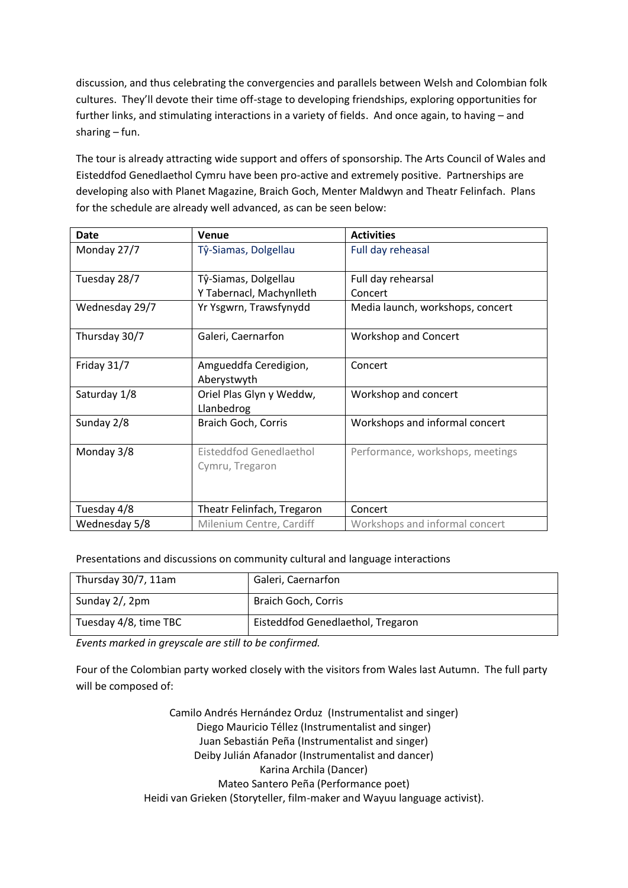discussion, and thus celebrating the convergencies and parallels between Welsh and Colombian folk cultures. They'll devote their time off-stage to developing friendships, exploring opportunities for further links, and stimulating interactions in a variety of fields. And once again, to having – and sharing – fun.

The tour is already attracting wide support and offers of sponsorship. The Arts Council of Wales and Eisteddfod Genedlaethol Cymru have been pro-active and extremely positive. Partnerships are developing also with Planet Magazine, Braich Goch, Menter Maldwyn and Theatr Felinfach. Plans for the schedule are already well advanced, as can be seen below:

| Date | Venue | Activities |
|---|---|---|
| Monday 27/7 | Tŷ-Siamas, Dolgellau | Full day reheasal |
| Tuesday 28/7 | Tŷ-Siamas, Dolgellau<br>Y Tabernacl, Machynlleth | Full day rehearsal<br>Concert |
| Wednesday 29/7 | Yr Ysgwrn, Trawsfynydd | Media launch, workshops, concert |
| Thursday 30/7 | Galeri, Caernarfon | Workshop and Concert |
| Friday 31/7 | Amgueddfa Ceredigion, Aberystwyth | Concert |
| Saturday 1/8 | Oriel Plas Glyn y Weddw, Llanbedrog | Workshop and concert |
| Sunday 2/8 | Braich Goch, Corris | Workshops and informal concert |
| Monday 3/8 | Eisteddfod Genedlaethol Cymru, Tregaron | Performance, workshops, meetings |
| Tuesday 4/8 | Theatr Felinfach, Tregaron | Concert |
| Wednesday 5/8 | Milenium Centre, Cardiff | Workshops and informal concert |

Presentations and discussions on community cultural and language interactions

| | |
|---|---|
| Thursday 30/7, 11am | Galeri, Caernarfon |
| Sunday 2/, 2pm | Braich Goch, Corris |
| Tuesday 4/8, time TBC | Eisteddfod Genedlaethol, Tregaron |

*Events marked in greyscale are still to be confirmed.*

Four of the Colombian party worked closely with the visitors from Wales last Autumn. The full party will be composed of:

Camilo Andrés Hernández Orduz (Instrumentalist and singer)
Diego Mauricio Téllez (Instrumentalist and singer)
Juan Sebastián Peña (Instrumentalist and singer)
Deiby Julián Afanador (Instrumentalist and dancer)
Karina Archila (Dancer)
Mateo Santero Peña (Performance poet)
Heidi van Grieken (Storyteller, film-maker and Wayuu language activist).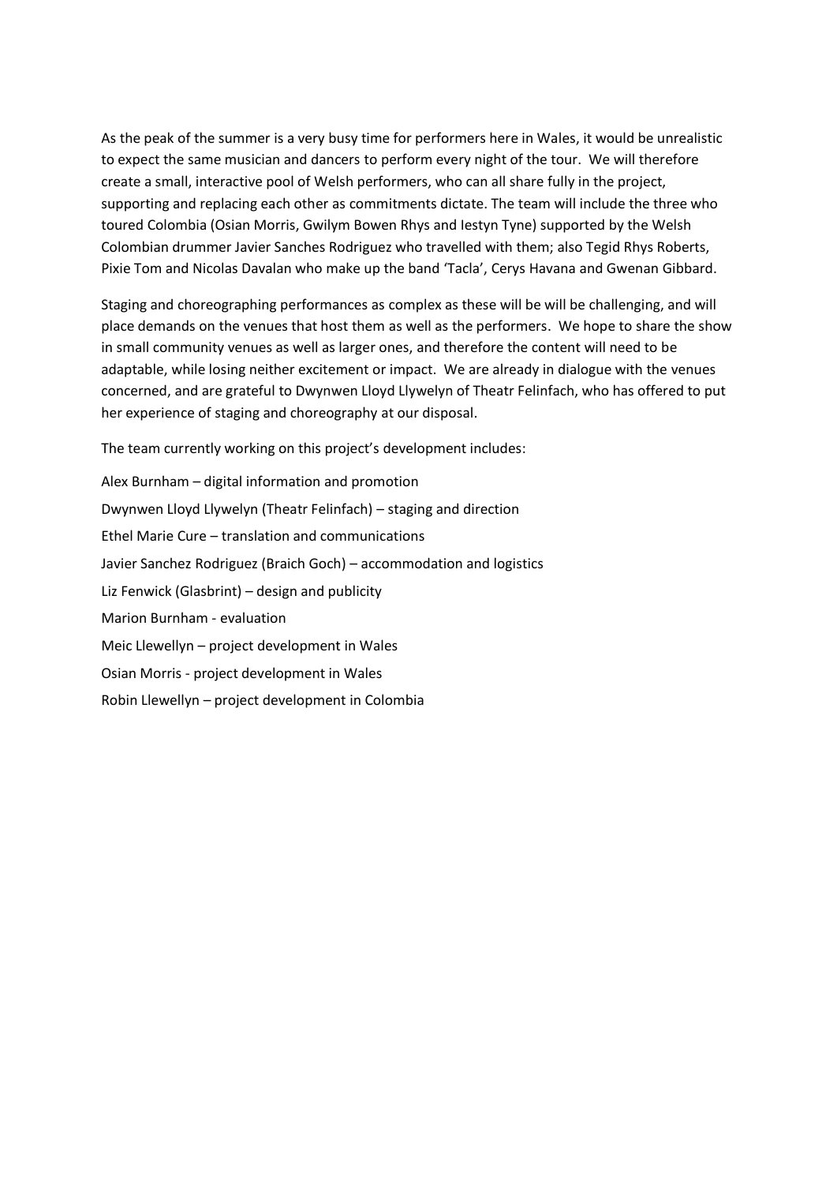As the peak of the summer is a very busy time for performers here in Wales, it would be unrealistic to expect the same musician and dancers to perform every night of the tour. We will therefore create a small, interactive pool of Welsh performers, who can all share fully in the project, supporting and replacing each other as commitments dictate. The team will include the three who toured Colombia (Osian Morris, Gwilym Bowen Rhys and Iestyn Tyne) supported by the Welsh Colombian drummer Javier Sanches Rodriguez who travelled with them; also Tegid Rhys Roberts, Pixie Tom and Nicolas Davalan who make up the band 'Tacla', Cerys Havana and Gwenan Gibbard.

Staging and choreographing performances as complex as these will be will be challenging, and will place demands on the venues that host them as well as the performers. We hope to share the show in small community venues as well as larger ones, and therefore the content will need to be adaptable, while losing neither excitement or impact. We are already in dialogue with the venues concerned, and are grateful to Dwynwen Lloyd Llywelyn of Theatr Felinfach, who has offered to put her experience of staging and choreography at our disposal.

The team currently working on this project's development includes:

Alex Burnham – digital information and promotion

Dwynwen Lloyd Llywelyn (Theatr Felinfach) – staging and direction

Ethel Marie Cure – translation and communications

Javier Sanchez Rodriguez (Braich Goch) – accommodation and logistics

Liz Fenwick (Glasbrint) – design and publicity

Marion Burnham - evaluation

Meic Llewellyn – project development in Wales

Osian Morris - project development in Wales

Robin Llewellyn – project development in Colombia